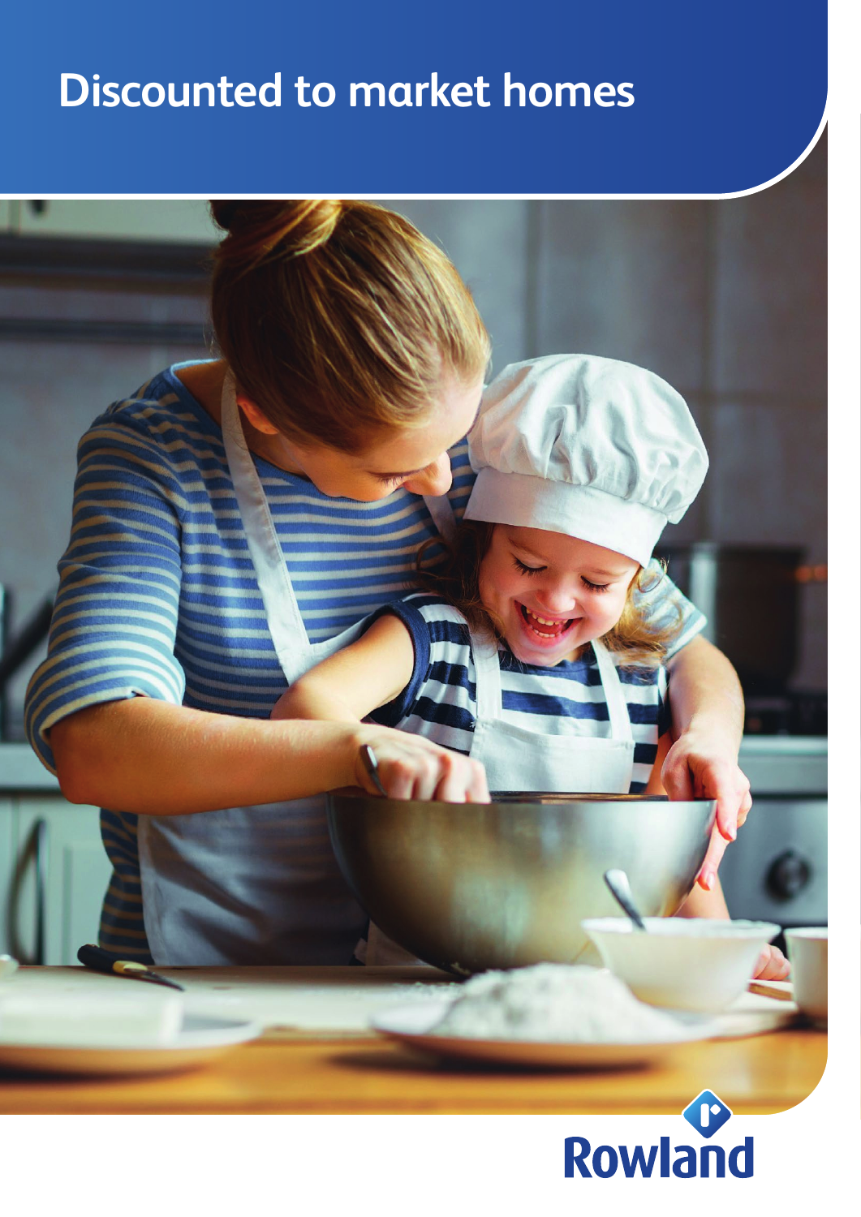# Discounted to market homes

Rowland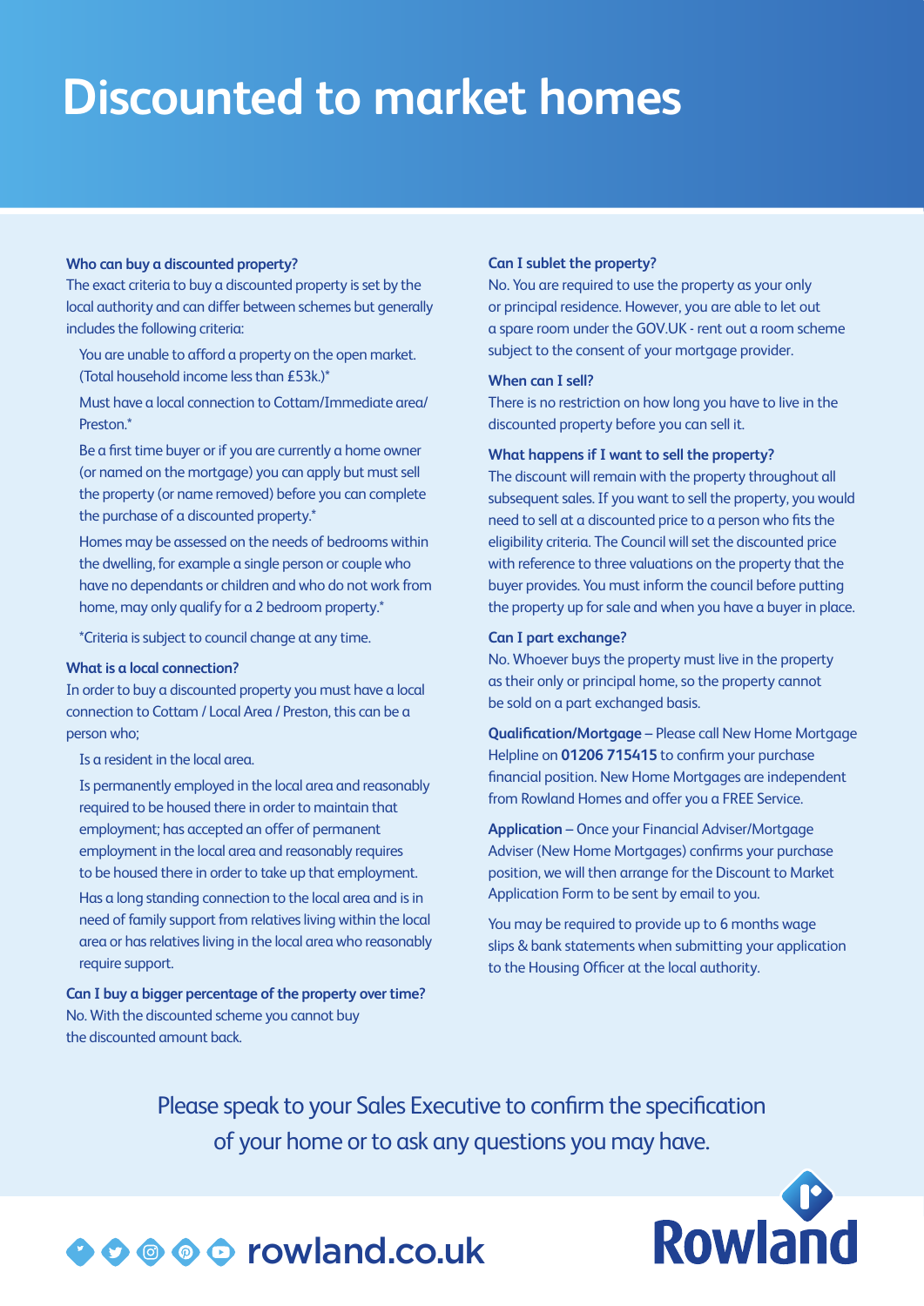# Discounted to market homes

**Who can buy a discounted property?**

The exact criteria to buy a discounted property is set by the local authority and can differ between schemes but generally includes the following criteria:

- You are unable to afford a property on the open market. (Total household income less than £53k.)*
- Must have a local connection to Cottam/Immediate area/ Preston.*
- Be a first time buyer or if you are currently a home owner (or named on the mortgage) you can apply but must sell the property (or name removed) before you can complete the purchase of a discounted property.*
- Homes may be assessed on the needs of bedrooms within the dwelling, for example a single person or couple who have no dependants or children and who do not work from home, may only qualify for a 2 bedroom property.*

*Criteria is subject to council change at any time.

**What is a local connection?**

In order to buy a discounted property you must have a local connection to Cottam / Local Area / Preston, this can be a person who;

- Is a resident in the local area.
- Is permanently employed in the local area and reasonably required to be housed there in order to maintain that employment; has accepted an offer of permanent employment in the local area and reasonably requires to be housed there in order to take up that employment.
- Has a long standing connection to the local area and is in need of family support from relatives living within the local area or has relatives living in the local area who reasonably require support.

**Can I buy a bigger percentage of the property over time?**

No. With the discounted scheme you cannot buy the discounted amount back.

**Can I sublet the property?**

No. You are required to use the property as your only or principal residence. However, you are able to let out a spare room under the GOV.UK - rent out a room scheme subject to the consent of your mortgage provider.

**When can I sell?**

There is no restriction on how long you have to live in the discounted property before you can sell it.

**What happens if I want to sell the property?**

The discount will remain with the property throughout all subsequent sales. If you want to sell the property, you would need to sell at a discounted price to a person who fits the eligibility criteria. The Council will set the discounted price with reference to three valuations on the property that the buyer provides. You must inform the council before putting the property up for sale and when you have a buyer in place.

**Can I part exchange?**

No. Whoever buys the property must live in the property as their only or principal home, so the property cannot be sold on a part exchanged basis.

**Qualification/Mortgage** – Please call New Home Mortgage Helpline on **01206 715415** to confirm your purchase financial position. New Home Mortgages are independent from Rowland Homes and offer you a FREE Service.

**Application** – Once your Financial Adviser/Mortgage Adviser (New Home Mortgages) confirms your purchase position, we will then arrange for the Discount to Market Application Form to be sent by email to you.

You may be required to provide up to 6 months wage slips & bank statements when submitting your application to the Housing Officer at the local authority.

Please speak to your Sales Executive to confirm the specification of your home or to ask any questions you may have.

rowland.co.uk

Rowland